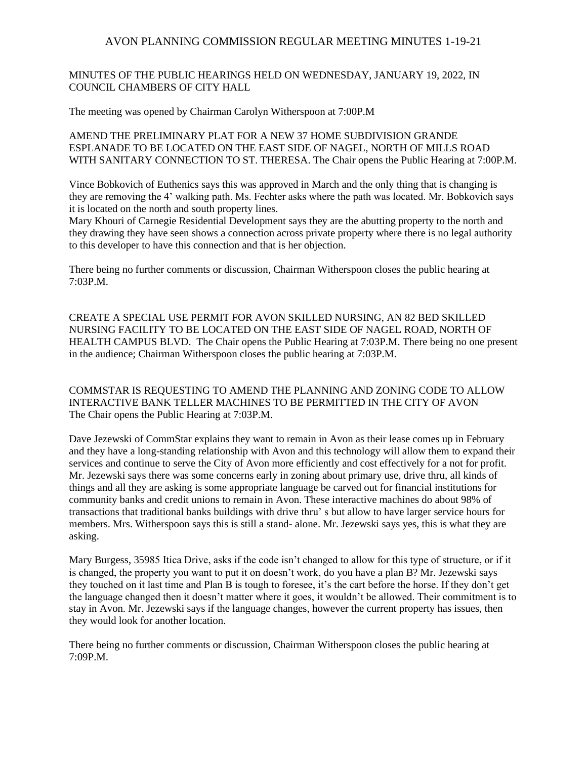# AVON PLANNING COMMISSION REGULAR MEETING MINUTES 1-19-21

MINUTES OF THE PUBLIC HEARINGS HELD ON WEDNESDAY, JANUARY 19, 2022, IN COUNCIL CHAMBERS OF CITY HALL

The meeting was opened by Chairman Carolyn Witherspoon at 7:00P.M

AMEND THE PRELIMINARY PLAT FOR A NEW 37 HOME SUBDIVISION GRANDE ESPLANADE TO BE LOCATED ON THE EAST SIDE OF NAGEL, NORTH OF MILLS ROAD WITH SANITARY CONNECTION TO ST. THERESA. The Chair opens the Public Hearing at 7:00P.M.

Vince Bobkovich of Euthenics says this was approved in March and the only thing that is changing is they are removing the 4' walking path. Ms. Fechter asks where the path was located. Mr. Bobkovich says it is located on the north and south property lines.
Mary Khouri of Carnegie Residential Development says they are the abutting property to the north and they drawing they have seen shows a connection across private property where there is no legal authority to this developer to have this connection and that is her objection.

There being no further comments or discussion, Chairman Witherspoon closes the public hearing at 7:03P.M.

CREATE A SPECIAL USE PERMIT FOR AVON SKILLED NURSING, AN 82 BED SKILLED NURSING FACILITY TO BE LOCATED ON THE EAST SIDE OF NAGEL ROAD, NORTH OF HEALTH CAMPUS BLVD. The Chair opens the Public Hearing at 7:03P.M. There being no one present in the audience; Chairman Witherspoon closes the public hearing at 7:03P.M.

COMMSTAR IS REQUESTING TO AMEND THE PLANNING AND ZONING CODE TO ALLOW INTERACTIVE BANK TELLER MACHINES TO BE PERMITTED IN THE CITY OF AVON
The Chair opens the Public Hearing at 7:03P.M.

Dave Jezewski of CommStar explains they want to remain in Avon as their lease comes up in February and they have a long-standing relationship with Avon and this technology will allow them to expand their services and continue to serve the City of Avon more efficiently and cost effectively for a not for profit. Mr. Jezewski says there was some concerns early in zoning about primary use, drive thru, all kinds of things and all they are asking is some appropriate language be carved out for financial institutions for community banks and credit unions to remain in Avon. These interactive machines do about 98% of transactions that traditional banks buildings with drive thru' s but allow to have larger service hours for members. Mrs. Witherspoon says this is still a stand- alone. Mr. Jezewski says yes, this is what they are asking.

Mary Burgess, 35985 Itica Drive, asks if the code isn't changed to allow for this type of structure, or if it is changed, the property you want to put it on doesn't work, do you have a plan B? Mr. Jezewski says they touched on it last time and Plan B is tough to foresee, it's the cart before the horse. If they don't get the language changed then it doesn't matter where it goes, it wouldn't be allowed. Their commitment is to stay in Avon. Mr. Jezewski says if the language changes, however the current property has issues, then they would look for another location.

There being no further comments or discussion, Chairman Witherspoon closes the public hearing at 7:09P.M.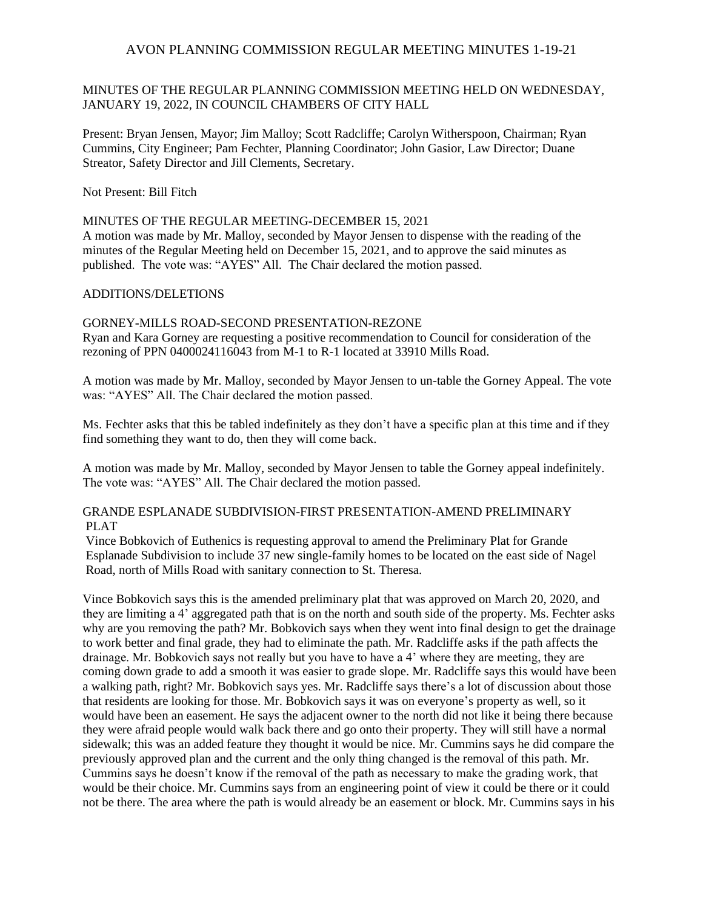MINUTES OF THE REGULAR PLANNING COMMISSION MEETING HELD ON WEDNESDAY, JANUARY 19, 2022, IN COUNCIL CHAMBERS OF CITY HALL

Present: Bryan Jensen, Mayor; Jim Malloy; Scott Radcliffe; Carolyn Witherspoon, Chairman; Ryan Cummins, City Engineer; Pam Fechter, Planning Coordinator; John Gasior, Law Director; Duane Streator, Safety Director and Jill Clements, Secretary.

Not Present: Bill Fitch

MINUTES OF THE REGULAR MEETING-DECEMBER 15, 2021

A motion was made by Mr. Malloy, seconded by Mayor Jensen to dispense with the reading of the minutes of the Regular Meeting held on December 15, 2021, and to approve the said minutes as published. The vote was: "AYES" All. The Chair declared the motion passed.

ADDITIONS/DELETIONS

GORNEY-MILLS ROAD-SECOND PRESENTATION-REZONE

Ryan and Kara Gorney are requesting a positive recommendation to Council for consideration of the rezoning of PPN 0400024116043 from M-1 to R-1 located at 33910 Mills Road.

A motion was made by Mr. Malloy, seconded by Mayor Jensen to un-table the Gorney Appeal. The vote was: "AYES" All. The Chair declared the motion passed.

Ms. Fechter asks that this be tabled indefinitely as they don't have a specific plan at this time and if they find something they want to do, then they will come back.

A motion was made by Mr. Malloy, seconded by Mayor Jensen to table the Gorney appeal indefinitely. The vote was: "AYES" All. The Chair declared the motion passed.

GRANDE ESPLANADE SUBDIVISION-FIRST PRESENTATION-AMEND PRELIMINARY PLAT

Vince Bobkovich of Euthenics is requesting approval to amend the Preliminary Plat for Grande Esplanade Subdivision to include 37 new single-family homes to be located on the east side of Nagel Road, north of Mills Road with sanitary connection to St. Theresa.

Vince Bobkovich says this is the amended preliminary plat that was approved on March 20, 2020, and they are limiting a 4' aggregated path that is on the north and south side of the property. Ms. Fechter asks why are you removing the path? Mr. Bobkovich says when they went into final design to get the drainage to work better and final grade, they had to eliminate the path. Mr. Radcliffe asks if the path affects the drainage. Mr. Bobkovich says not really but you have to have a 4' where they are meeting, they are coming down grade to add a smooth it was easier to grade slope. Mr. Radcliffe says this would have been a walking path, right? Mr. Bobkovich says yes. Mr. Radcliffe says there's a lot of discussion about those that residents are looking for those. Mr. Bobkovich says it was on everyone's property as well, so it would have been an easement. He says the adjacent owner to the north did not like it being there because they were afraid people would walk back there and go onto their property. They will still have a normal sidewalk; this was an added feature they thought it would be nice. Mr. Cummins says he did compare the previously approved plan and the current and the only thing changed is the removal of this path. Mr. Cummins says he doesn't know if the removal of the path as necessary to make the grading work, that would be their choice. Mr. Cummins says from an engineering point of view it could be there or it could not be there. The area where the path is would already be an easement or block. Mr. Cummins says in his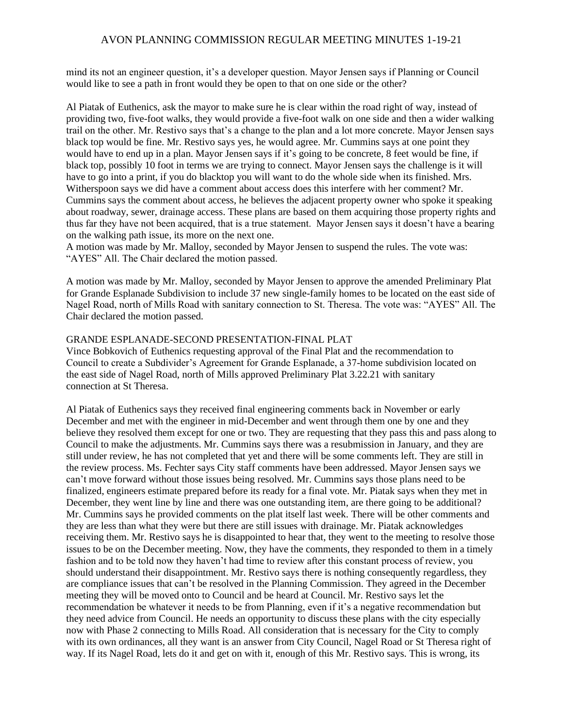mind its not an engineer question, it's a developer question. Mayor Jensen says if Planning or Council would like to see a path in front would they be open to that on one side or the other?

Al Piatak of Euthenics, ask the mayor to make sure he is clear within the road right of way, instead of providing two, five-foot walks, they would provide a five-foot walk on one side and then a wider walking trail on the other. Mr. Restivo says that's a change to the plan and a lot more concrete. Mayor Jensen says black top would be fine. Mr. Restivo says yes, he would agree. Mr. Cummins says at one point they would have to end up in a plan. Mayor Jensen says if it's going to be concrete, 8 feet would be fine, if black top, possibly 10 foot in terms we are trying to connect. Mayor Jensen says the challenge is it will have to go into a print, if you do blacktop you will want to do the whole side when its finished. Mrs. Witherspoon says we did have a comment about access does this interfere with her comment? Mr. Cummins says the comment about access, he believes the adjacent property owner who spoke it speaking about roadway, sewer, drainage access. These plans are based on them acquiring those property rights and thus far they have not been acquired, that is a true statement. Mayor Jensen says it doesn't have a bearing on the walking path issue, its more on the next one.
A motion was made by Mr. Malloy, seconded by Mayor Jensen to suspend the rules. The vote was: "AYES" All. The Chair declared the motion passed.

A motion was made by Mr. Malloy, seconded by Mayor Jensen to approve the amended Preliminary Plat for Grande Esplanade Subdivision to include 37 new single-family homes to be located on the east side of Nagel Road, north of Mills Road with sanitary connection to St. Theresa. The vote was: "AYES" All. The Chair declared the motion passed.

GRANDE ESPLANADE-SECOND PRESENTATION-FINAL PLAT
Vince Bobkovich of Euthenics requesting approval of the Final Plat and the recommendation to Council to create a Subdivider's Agreement for Grande Esplanade, a 37-home subdivision located on the east side of Nagel Road, north of Mills approved Preliminary Plat 3.22.21 with sanitary connection at St Theresa.

Al Piatak of Euthenics says they received final engineering comments back in November or early December and met with the engineer in mid-December and went through them one by one and they believe they resolved them except for one or two. They are requesting that they pass this and pass along to Council to make the adjustments. Mr. Cummins says there was a resubmission in January, and they are still under review, he has not completed that yet and there will be some comments left. They are still in the review process. Ms. Fechter says City staff comments have been addressed. Mayor Jensen says we can't move forward without those issues being resolved. Mr. Cummins says those plans need to be finalized, engineers estimate prepared before its ready for a final vote. Mr. Piatak says when they met in December, they went line by line and there was one outstanding item, are there going to be additional? Mr. Cummins says he provided comments on the plat itself last week. There will be other comments and they are less than what they were but there are still issues with drainage. Mr. Piatak acknowledges receiving them. Mr. Restivo says he is disappointed to hear that, they went to the meeting to resolve those issues to be on the December meeting. Now, they have the comments, they responded to them in a timely fashion and to be told now they haven't had time to review after this constant process of review, you should understand their disappointment. Mr. Restivo says there is nothing consequently regardless, they are compliance issues that can't be resolved in the Planning Commission. They agreed in the December meeting they will be moved onto to Council and be heard at Council. Mr. Restivo says let the recommendation be whatever it needs to be from Planning, even if it's a negative recommendation but they need advice from Council. He needs an opportunity to discuss these plans with the city especially now with Phase 2 connecting to Mills Road. All consideration that is necessary for the City to comply with its own ordinances, all they want is an answer from City Council, Nagel Road or St Theresa right of way. If its Nagel Road, lets do it and get on with it, enough of this Mr. Restivo says. This is wrong, its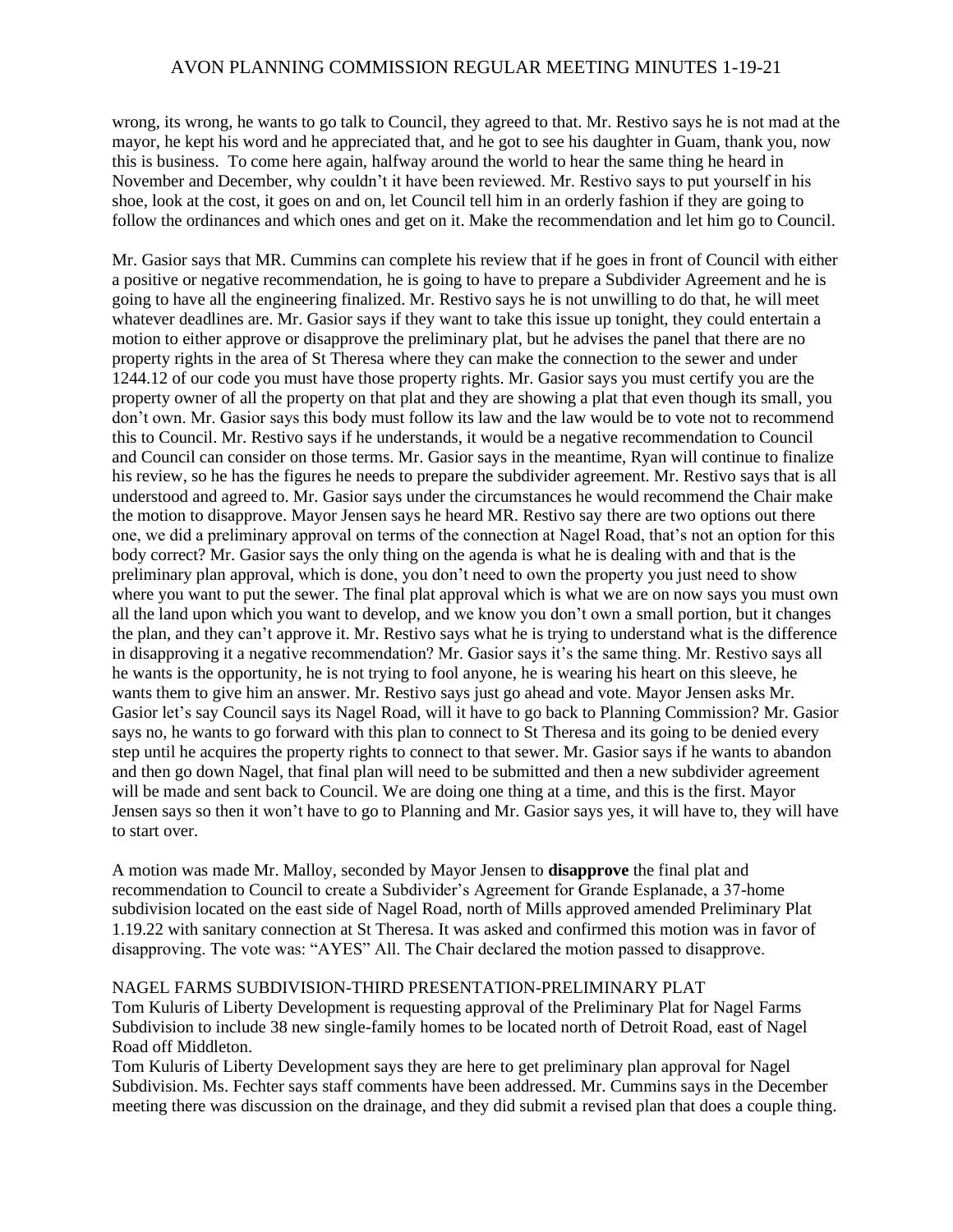wrong, its wrong, he wants to go talk to Council, they agreed to that. Mr. Restivo says he is not mad at the mayor, he kept his word and he appreciated that, and he got to see his daughter in Guam, thank you, now this is business. To come here again, halfway around the world to hear the same thing he heard in November and December, why couldn't it have been reviewed. Mr. Restivo says to put yourself in his shoe, look at the cost, it goes on and on, let Council tell him in an orderly fashion if they are going to follow the ordinances and which ones and get on it. Make the recommendation and let him go to Council.

Mr. Gasior says that MR. Cummins can complete his review that if he goes in front of Council with either a positive or negative recommendation, he is going to have to prepare a Subdivider Agreement and he is going to have all the engineering finalized. Mr. Restivo says he is not unwilling to do that, he will meet whatever deadlines are. Mr. Gasior says if they want to take this issue up tonight, they could entertain a motion to either approve or disapprove the preliminary plat, but he advises the panel that there are no property rights in the area of St Theresa where they can make the connection to the sewer and under 1244.12 of our code you must have those property rights. Mr. Gasior says you must certify you are the property owner of all the property on that plat and they are showing a plat that even though its small, you don't own. Mr. Gasior says this body must follow its law and the law would be to vote not to recommend this to Council. Mr. Restivo says if he understands, it would be a negative recommendation to Council and Council can consider on those terms. Mr. Gasior says in the meantime, Ryan will continue to finalize his review, so he has the figures he needs to prepare the subdivider agreement. Mr. Restivo says that is all understood and agreed to. Mr. Gasior says under the circumstances he would recommend the Chair make the motion to disapprove. Mayor Jensen says he heard MR. Restivo say there are two options out there one, we did a preliminary approval on terms of the connection at Nagel Road, that's not an option for this body correct? Mr. Gasior says the only thing on the agenda is what he is dealing with and that is the preliminary plan approval, which is done, you don't need to own the property you just need to show where you want to put the sewer. The final plat approval which is what we are on now says you must own all the land upon which you want to develop, and we know you don't own a small portion, but it changes the plan, and they can't approve it. Mr. Restivo says what he is trying to understand what is the difference in disapproving it a negative recommendation? Mr. Gasior says it's the same thing. Mr. Restivo says all he wants is the opportunity, he is not trying to fool anyone, he is wearing his heart on this sleeve, he wants them to give him an answer. Mr. Restivo says just go ahead and vote. Mayor Jensen asks Mr. Gasior let's say Council says its Nagel Road, will it have to go back to Planning Commission? Mr. Gasior says no, he wants to go forward with this plan to connect to St Theresa and its going to be denied every step until he acquires the property rights to connect to that sewer. Mr. Gasior says if he wants to abandon and then go down Nagel, that final plan will need to be submitted and then a new subdivider agreement will be made and sent back to Council. We are doing one thing at a time, and this is the first. Mayor Jensen says so then it won't have to go to Planning and Mr. Gasior says yes, it will have to, they will have to start over.

A motion was made Mr. Malloy, seconded by Mayor Jensen to **disapprove** the final plat and recommendation to Council to create a Subdivider's Agreement for Grande Esplanade, a 37-home subdivision located on the east side of Nagel Road, north of Mills approved amended Preliminary Plat 1.19.22 with sanitary connection at St Theresa. It was asked and confirmed this motion was in favor of disapproving. The vote was: "AYES" All. The Chair declared the motion passed to disapprove.

NAGEL FARMS SUBDIVISION-THIRD PRESENTATION-PRELIMINARY PLAT

Tom Kuluris of Liberty Development is requesting approval of the Preliminary Plat for Nagel Farms Subdivision to include 38 new single-family homes to be located north of Detroit Road, east of Nagel Road off Middleton.

Tom Kuluris of Liberty Development says they are here to get preliminary plan approval for Nagel Subdivision. Ms. Fechter says staff comments have been addressed. Mr. Cummins says in the December meeting there was discussion on the drainage, and they did submit a revised plan that does a couple thing.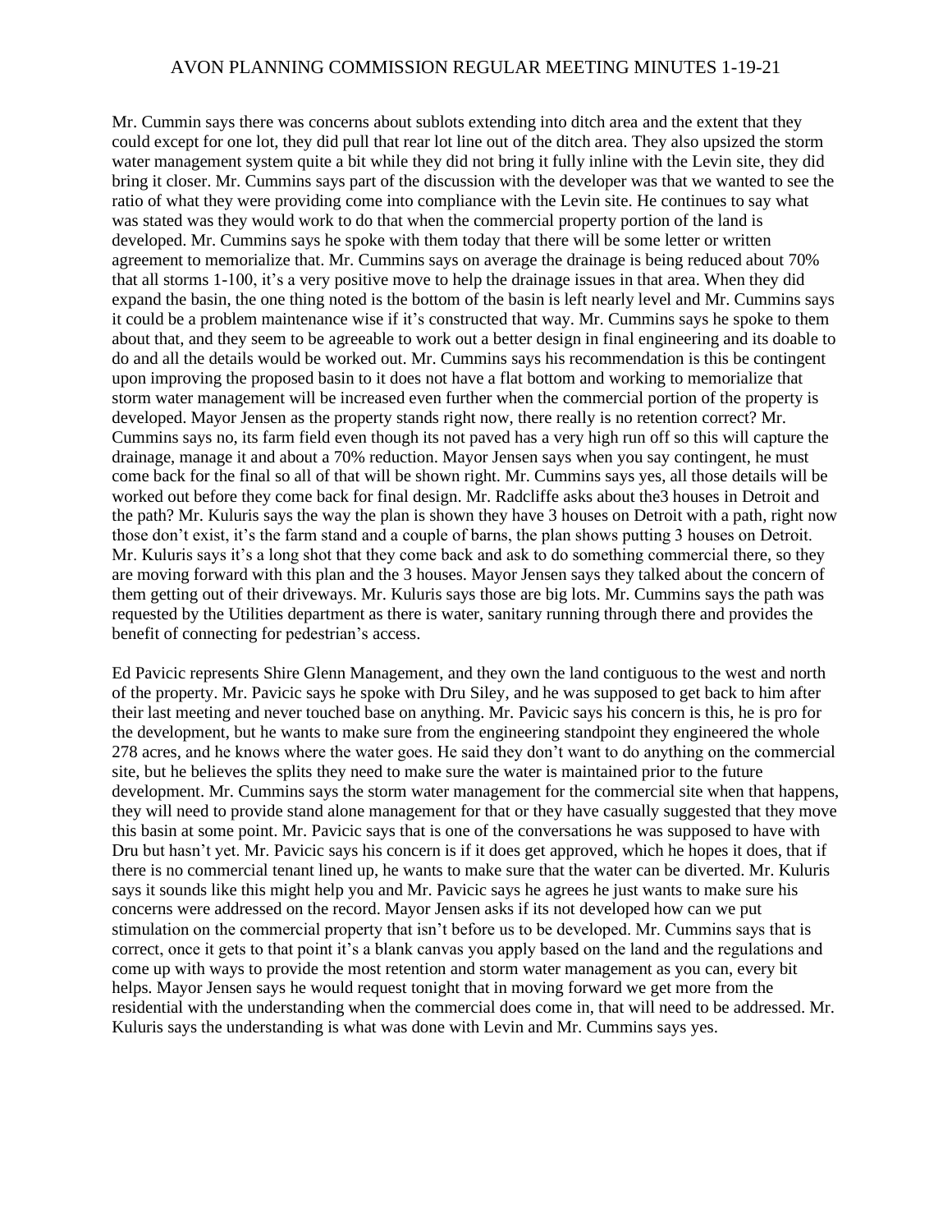Mr. Cummin says there was concerns about sublots extending into ditch area and the extent that they could except for one lot, they did pull that rear lot line out of the ditch area. They also upsized the storm water management system quite a bit while they did not bring it fully inline with the Levin site, they did bring it closer. Mr. Cummins says part of the discussion with the developer was that we wanted to see the ratio of what they were providing come into compliance with the Levin site. He continues to say what was stated was they would work to do that when the commercial property portion of the land is developed. Mr. Cummins says he spoke with them today that there will be some letter or written agreement to memorialize that. Mr. Cummins says on average the drainage is being reduced about 70% that all storms 1-100, it's a very positive move to help the drainage issues in that area. When they did expand the basin, the one thing noted is the bottom of the basin is left nearly level and Mr. Cummins says it could be a problem maintenance wise if it's constructed that way. Mr. Cummins says he spoke to them about that, and they seem to be agreeable to work out a better design in final engineering and its doable to do and all the details would be worked out. Mr. Cummins says his recommendation is this be contingent upon improving the proposed basin to it does not have a flat bottom and working to memorialize that storm water management will be increased even further when the commercial portion of the property is developed. Mayor Jensen as the property stands right now, there really is no retention correct? Mr. Cummins says no, its farm field even though its not paved has a very high run off so this will capture the drainage, manage it and about a 70% reduction. Mayor Jensen says when you say contingent, he must come back for the final so all of that will be shown right. Mr. Cummins says yes, all those details will be worked out before they come back for final design. Mr. Radcliffe asks about the3 houses in Detroit and the path? Mr. Kuluris says the way the plan is shown they have 3 houses on Detroit with a path, right now those don't exist, it's the farm stand and a couple of barns, the plan shows putting 3 houses on Detroit. Mr. Kuluris says it's a long shot that they come back and ask to do something commercial there, so they are moving forward with this plan and the 3 houses. Mayor Jensen says they talked about the concern of them getting out of their driveways. Mr. Kuluris says those are big lots. Mr. Cummins says the path was requested by the Utilities department as there is water, sanitary running through there and provides the benefit of connecting for pedestrian's access.

Ed Pavicic represents Shire Glenn Management, and they own the land contiguous to the west and north of the property. Mr. Pavicic says he spoke with Dru Siley, and he was supposed to get back to him after their last meeting and never touched base on anything. Mr. Pavicic says his concern is this, he is pro for the development, but he wants to make sure from the engineering standpoint they engineered the whole 278 acres, and he knows where the water goes. He said they don't want to do anything on the commercial site, but he believes the splits they need to make sure the water is maintained prior to the future development. Mr. Cummins says the storm water management for the commercial site when that happens, they will need to provide stand alone management for that or they have casually suggested that they move this basin at some point. Mr. Pavicic says that is one of the conversations he was supposed to have with Dru but hasn't yet. Mr. Pavicic says his concern is if it does get approved, which he hopes it does, that if there is no commercial tenant lined up, he wants to make sure that the water can be diverted. Mr. Kuluris says it sounds like this might help you and Mr. Pavicic says he agrees he just wants to make sure his concerns were addressed on the record. Mayor Jensen asks if its not developed how can we put stimulation on the commercial property that isn't before us to be developed. Mr. Cummins says that is correct, once it gets to that point it's a blank canvas you apply based on the land and the regulations and come up with ways to provide the most retention and storm water management as you can, every bit helps. Mayor Jensen says he would request tonight that in moving forward we get more from the residential with the understanding when the commercial does come in, that will need to be addressed. Mr. Kuluris says the understanding is what was done with Levin and Mr. Cummins says yes.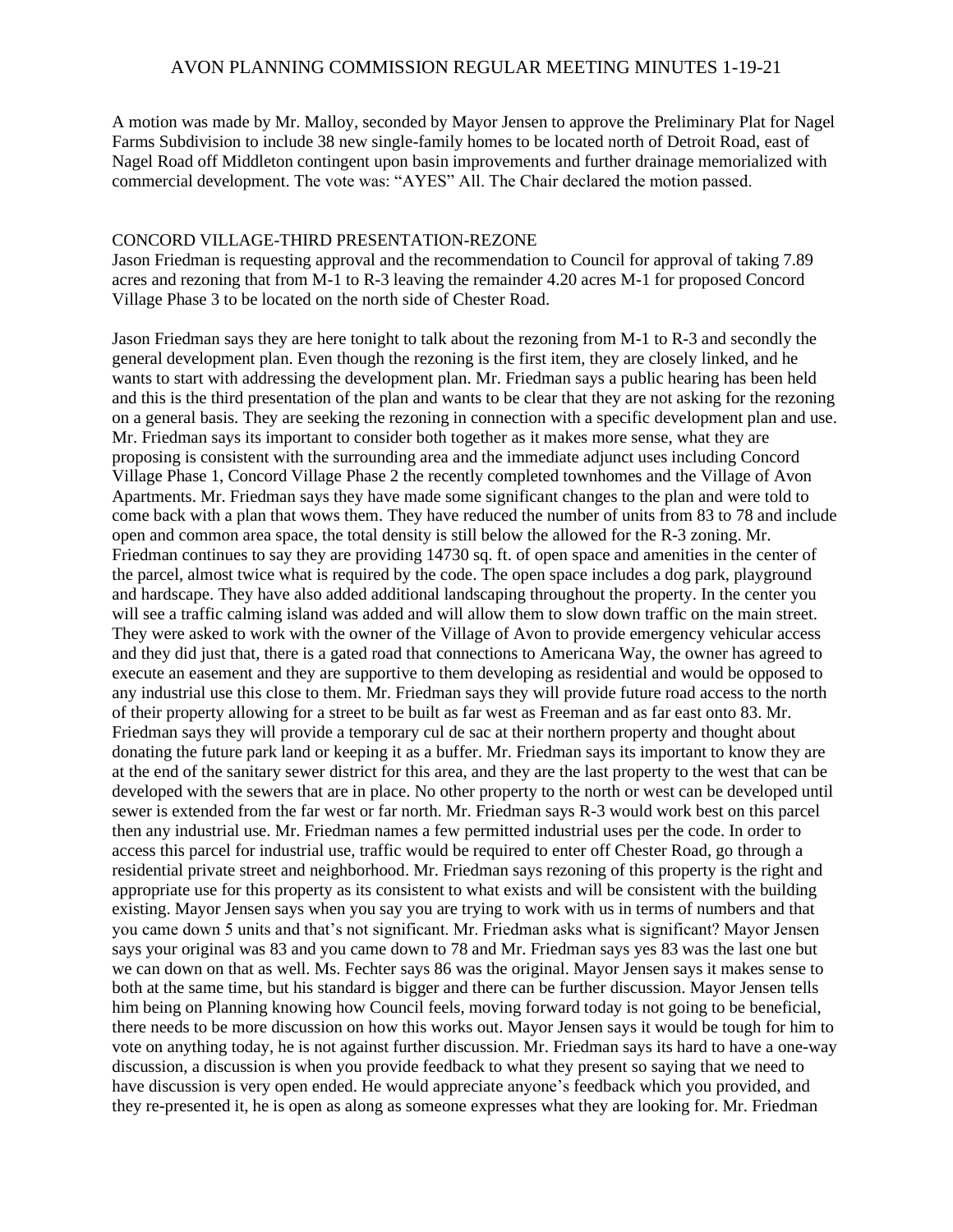A motion was made by Mr. Malloy, seconded by Mayor Jensen to approve the Preliminary Plat for Nagel Farms Subdivision to include 38 new single-family homes to be located north of Detroit Road, east of Nagel Road off Middleton contingent upon basin improvements and further drainage memorialized with commercial development. The vote was: "AYES" All. The Chair declared the motion passed.

## CONCORD VILLAGE-THIRD PRESENTATION-REZONE

Jason Friedman is requesting approval and the recommendation to Council for approval of taking 7.89 acres and rezoning that from M-1 to R-3 leaving the remainder 4.20 acres M-1 for proposed Concord Village Phase 3 to be located on the north side of Chester Road.

Jason Friedman says they are here tonight to talk about the rezoning from M-1 to R-3 and secondly the general development plan. Even though the rezoning is the first item, they are closely linked, and he wants to start with addressing the development plan. Mr. Friedman says a public hearing has been held and this is the third presentation of the plan and wants to be clear that they are not asking for the rezoning on a general basis. They are seeking the rezoning in connection with a specific development plan and use. Mr. Friedman says its important to consider both together as it makes more sense, what they are proposing is consistent with the surrounding area and the immediate adjunct uses including Concord Village Phase 1, Concord Village Phase 2 the recently completed townhomes and the Village of Avon Apartments. Mr. Friedman says they have made some significant changes to the plan and were told to come back with a plan that wows them. They have reduced the number of units from 83 to 78 and include open and common area space, the total density is still below the allowed for the R-3 zoning. Mr. Friedman continues to say they are providing 14730 sq. ft. of open space and amenities in the center of the parcel, almost twice what is required by the code. The open space includes a dog park, playground and hardscape. They have also added additional landscaping throughout the property. In the center you will see a traffic calming island was added and will allow them to slow down traffic on the main street. They were asked to work with the owner of the Village of Avon to provide emergency vehicular access and they did just that, there is a gated road that connections to Americana Way, the owner has agreed to execute an easement and they are supportive to them developing as residential and would be opposed to any industrial use this close to them. Mr. Friedman says they will provide future road access to the north of their property allowing for a street to be built as far west as Freeman and as far east onto 83. Mr. Friedman says they will provide a temporary cul de sac at their northern property and thought about donating the future park land or keeping it as a buffer. Mr. Friedman says its important to know they are at the end of the sanitary sewer district for this area, and they are the last property to the west that can be developed with the sewers that are in place. No other property to the north or west can be developed until sewer is extended from the far west or far north. Mr. Friedman says R-3 would work best on this parcel then any industrial use. Mr. Friedman names a few permitted industrial uses per the code. In order to access this parcel for industrial use, traffic would be required to enter off Chester Road, go through a residential private street and neighborhood. Mr. Friedman says rezoning of this property is the right and appropriate use for this property as its consistent to what exists and will be consistent with the building existing. Mayor Jensen says when you say you are trying to work with us in terms of numbers and that you came down 5 units and that's not significant. Mr. Friedman asks what is significant? Mayor Jensen says your original was 83 and you came down to 78 and Mr. Friedman says yes 83 was the last one but we can down on that as well. Ms. Fechter says 86 was the original. Mayor Jensen says it makes sense to both at the same time, but his standard is bigger and there can be further discussion. Mayor Jensen tells him being on Planning knowing how Council feels, moving forward today is not going to be beneficial, there needs to be more discussion on how this works out. Mayor Jensen says it would be tough for him to vote on anything today, he is not against further discussion. Mr. Friedman says its hard to have a one-way discussion, a discussion is when you provide feedback to what they present so saying that we need to have discussion is very open ended. He would appreciate anyone's feedback which you provided, and they re-presented it, he is open as along as someone expresses what they are looking for. Mr. Friedman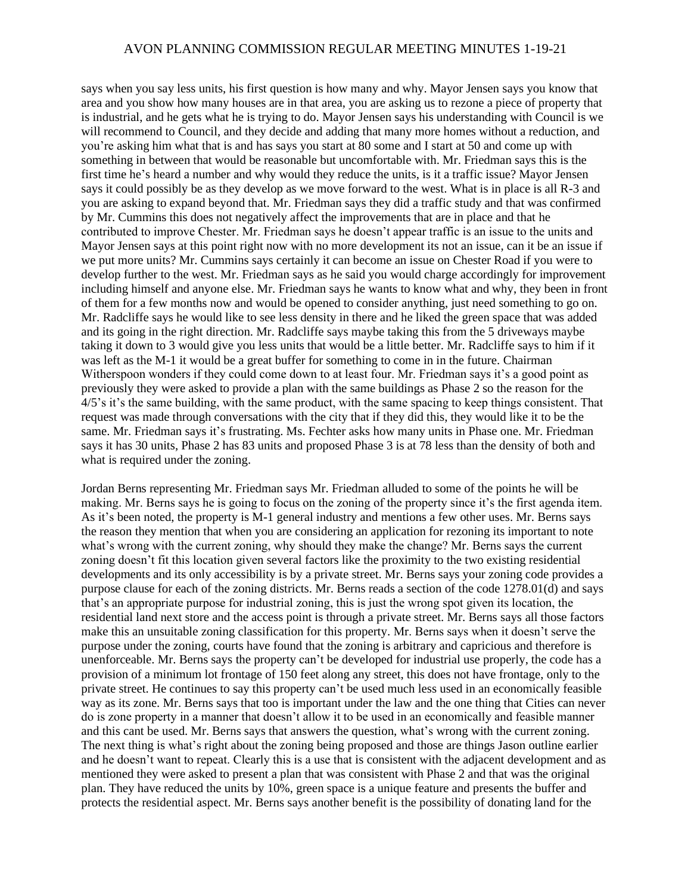says when you say less units, his first question is how many and why. Mayor Jensen says you know that area and you show how many houses are in that area, you are asking us to rezone a piece of property that is industrial, and he gets what he is trying to do. Mayor Jensen says his understanding with Council is we will recommend to Council, and they decide and adding that many more homes without a reduction, and you're asking him what that is and has says you start at 80 some and I start at 50 and come up with something in between that would be reasonable but uncomfortable with. Mr. Friedman says this is the first time he's heard a number and why would they reduce the units, is it a traffic issue? Mayor Jensen says it could possibly be as they develop as we move forward to the west. What is in place is all R-3 and you are asking to expand beyond that. Mr. Friedman says they did a traffic study and that was confirmed by Mr. Cummins this does not negatively affect the improvements that are in place and that he contributed to improve Chester. Mr. Friedman says he doesn't appear traffic is an issue to the units and Mayor Jensen says at this point right now with no more development its not an issue, can it be an issue if we put more units? Mr. Cummins says certainly it can become an issue on Chester Road if you were to develop further to the west. Mr. Friedman says as he said you would charge accordingly for improvement including himself and anyone else. Mr. Friedman says he wants to know what and why, they been in front of them for a few months now and would be opened to consider anything, just need something to go on. Mr. Radcliffe says he would like to see less density in there and he liked the green space that was added and its going in the right direction. Mr. Radcliffe says maybe taking this from the 5 driveways maybe taking it down to 3 would give you less units that would be a little better. Mr. Radcliffe says to him if it was left as the M-1 it would be a great buffer for something to come in in the future. Chairman Witherspoon wonders if they could come down to at least four. Mr. Friedman says it's a good point as previously they were asked to provide a plan with the same buildings as Phase 2 so the reason for the 4/5's it's the same building, with the same product, with the same spacing to keep things consistent. That request was made through conversations with the city that if they did this, they would like it to be the same. Mr. Friedman says it's frustrating. Ms. Fechter asks how many units in Phase one. Mr. Friedman says it has 30 units, Phase 2 has 83 units and proposed Phase 3 is at 78 less than the density of both and what is required under the zoning.

Jordan Berns representing Mr. Friedman says Mr. Friedman alluded to some of the points he will be making. Mr. Berns says he is going to focus on the zoning of the property since it's the first agenda item. As it's been noted, the property is M-1 general industry and mentions a few other uses. Mr. Berns says the reason they mention that when you are considering an application for rezoning its important to note what's wrong with the current zoning, why should they make the change? Mr. Berns says the current zoning doesn't fit this location given several factors like the proximity to the two existing residential developments and its only accessibility is by a private street. Mr. Berns says your zoning code provides a purpose clause for each of the zoning districts. Mr. Berns reads a section of the code 1278.01(d) and says that's an appropriate purpose for industrial zoning, this is just the wrong spot given its location, the residential land next store and the access point is through a private street. Mr. Berns says all those factors make this an unsuitable zoning classification for this property. Mr. Berns says when it doesn't serve the purpose under the zoning, courts have found that the zoning is arbitrary and capricious and therefore is unenforceable. Mr. Berns says the property can't be developed for industrial use properly, the code has a provision of a minimum lot frontage of 150 feet along any street, this does not have frontage, only to the private street. He continues to say this property can't be used much less used in an economically feasible way as its zone. Mr. Berns says that too is important under the law and the one thing that Cities can never do is zone property in a manner that doesn't allow it to be used in an economically and feasible manner and this cant be used. Mr. Berns says that answers the question, what's wrong with the current zoning. The next thing is what's right about the zoning being proposed and those are things Jason outline earlier and he doesn't want to repeat. Clearly this is a use that is consistent with the adjacent development and as mentioned they were asked to present a plan that was consistent with Phase 2 and that was the original plan. They have reduced the units by 10%, green space is a unique feature and presents the buffer and protects the residential aspect. Mr. Berns says another benefit is the possibility of donating land for the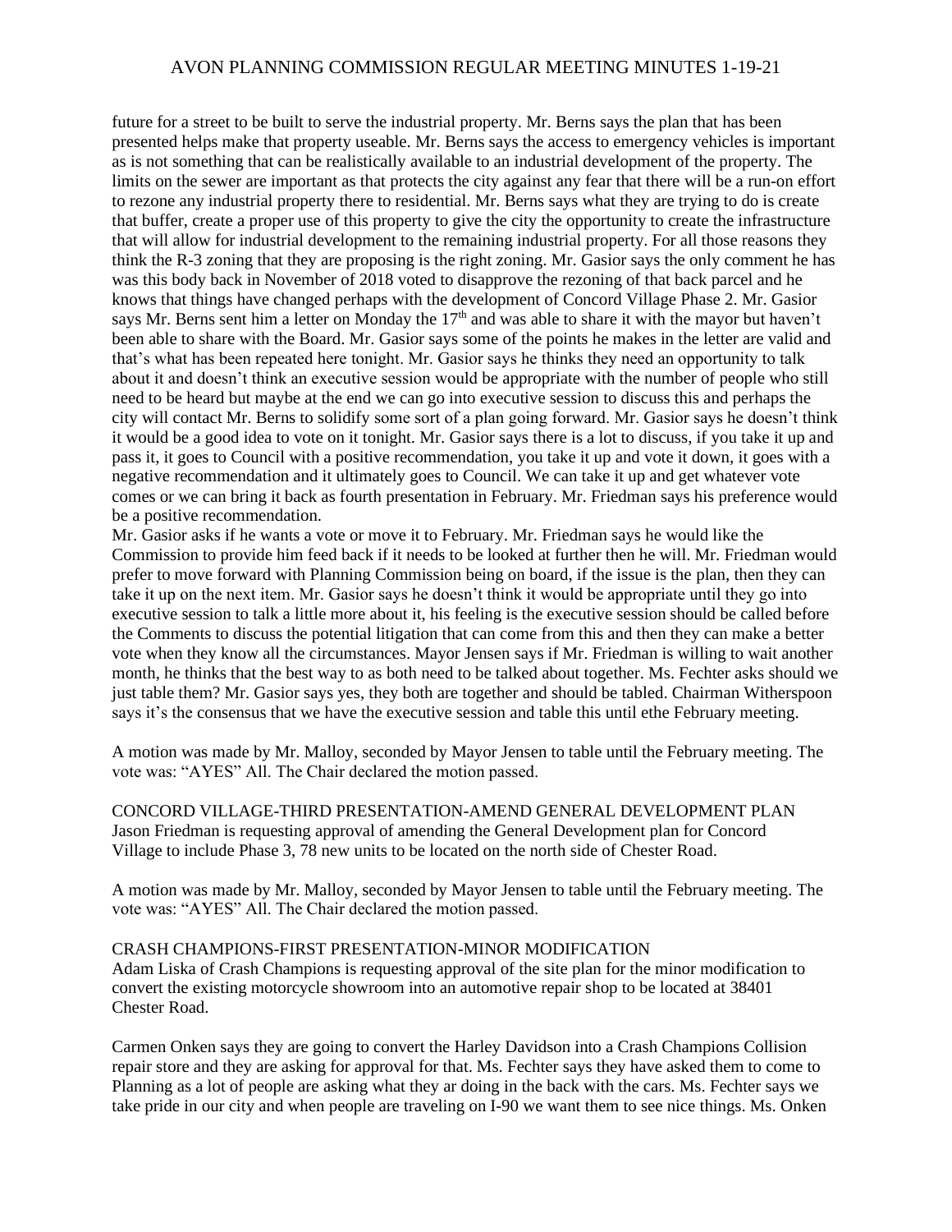future for a street to be built to serve the industrial property. Mr. Berns says the plan that has been presented helps make that property useable. Mr. Berns says the access to emergency vehicles is important as is not something that can be realistically available to an industrial development of the property. The limits on the sewer are important as that protects the city against any fear that there will be a run-on effort to rezone any industrial property there to residential. Mr. Berns says what they are trying to do is create that buffer, create a proper use of this property to give the city the opportunity to create the infrastructure that will allow for industrial development to the remaining industrial property. For all those reasons they think the R-3 zoning that they are proposing is the right zoning. Mr. Gasior says the only comment he has was this body back in November of 2018 voted to disapprove the rezoning of that back parcel and he knows that things have changed perhaps with the development of Concord Village Phase 2. Mr. Gasior says Mr. Berns sent him a letter on Monday the 17th and was able to share it with the mayor but haven't been able to share with the Board. Mr. Gasior says some of the points he makes in the letter are valid and that's what has been repeated here tonight. Mr. Gasior says he thinks they need an opportunity to talk about it and doesn't think an executive session would be appropriate with the number of people who still need to be heard but maybe at the end we can go into executive session to discuss this and perhaps the city will contact Mr. Berns to solidify some sort of a plan going forward. Mr. Gasior says he doesn't think it would be a good idea to vote on it tonight. Mr. Gasior says there is a lot to discuss, if you take it up and pass it, it goes to Council with a positive recommendation, you take it up and vote it down, it goes with a negative recommendation and it ultimately goes to Council. We can take it up and get whatever vote comes or we can bring it back as fourth presentation in February. Mr. Friedman says his preference would be a positive recommendation.

Mr. Gasior asks if he wants a vote or move it to February. Mr. Friedman says he would like the Commission to provide him feed back if it needs to be looked at further then he will. Mr. Friedman would prefer to move forward with Planning Commission being on board, if the issue is the plan, then they can take it up on the next item. Mr. Gasior says he doesn't think it would be appropriate until they go into executive session to talk a little more about it, his feeling is the executive session should be called before the Comments to discuss the potential litigation that can come from this and then they can make a better vote when they know all the circumstances. Mayor Jensen says if Mr. Friedman is willing to wait another month, he thinks that the best way to as both need to be talked about together. Ms. Fechter asks should we just table them? Mr. Gasior says yes, they both are together and should be tabled. Chairman Witherspoon says it's the consensus that we have the executive session and table this until ethe February meeting.

A motion was made by Mr. Malloy, seconded by Mayor Jensen to table until the February meeting. The vote was: "AYES" All. The Chair declared the motion passed.

CONCORD VILLAGE-THIRD PRESENTATION-AMEND GENERAL DEVELOPMENT PLAN

Jason Friedman is requesting approval of amending the General Development plan for Concord Village to include Phase 3, 78 new units to be located on the north side of Chester Road.

A motion was made by Mr. Malloy, seconded by Mayor Jensen to table until the February meeting. The vote was: "AYES" All. The Chair declared the motion passed.

CRASH CHAMPIONS-FIRST PRESENTATION-MINOR MODIFICATION

Adam Liska of Crash Champions is requesting approval of the site plan for the minor modification to convert the existing motorcycle showroom into an automotive repair shop to be located at 38401 Chester Road.

Carmen Onken says they are going to convert the Harley Davidson into a Crash Champions Collision repair store and they are asking for approval for that. Ms. Fechter says they have asked them to come to Planning as a lot of people are asking what they ar doing in the back with the cars. Ms. Fechter says we take pride in our city and when people are traveling on I-90 we want them to see nice things. Ms. Onken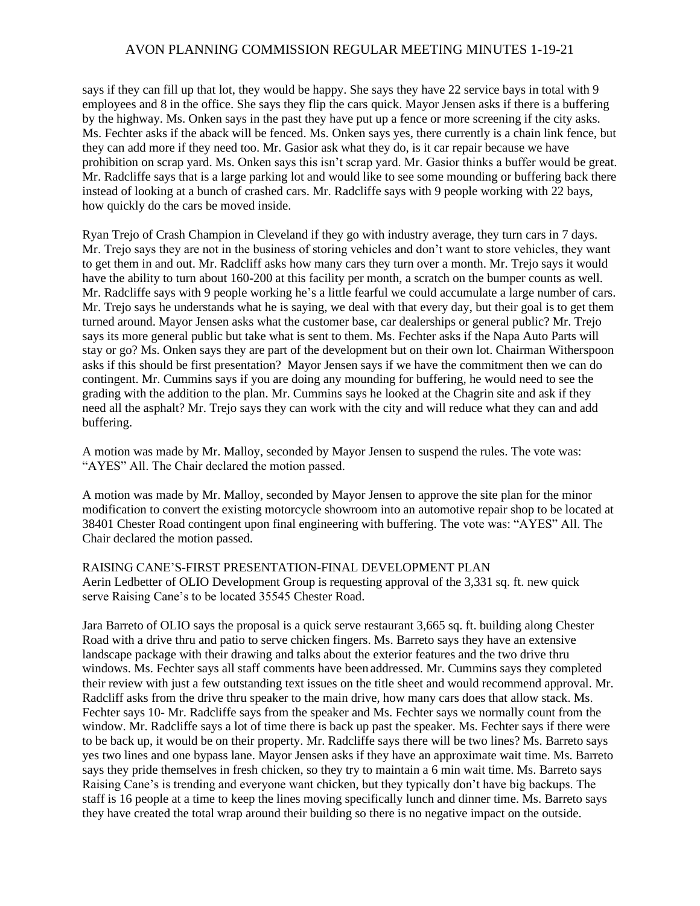says if they can fill up that lot, they would be happy. She says they have 22 service bays in total with 9 employees and 8 in the office. She says they flip the cars quick. Mayor Jensen asks if there is a buffering by the highway. Ms. Onken says in the past they have put up a fence or more screening if the city asks. Ms. Fechter asks if the aback will be fenced. Ms. Onken says yes, there currently is a chain link fence, but they can add more if they need too. Mr. Gasior ask what they do, is it car repair because we have prohibition on scrap yard. Ms. Onken says this isn't scrap yard. Mr. Gasior thinks a buffer would be great. Mr. Radcliffe says that is a large parking lot and would like to see some mounding or buffering back there instead of looking at a bunch of crashed cars. Mr. Radcliffe says with 9 people working with 22 bays, how quickly do the cars be moved inside.

Ryan Trejo of Crash Champion in Cleveland if they go with industry average, they turn cars in 7 days. Mr. Trejo says they are not in the business of storing vehicles and don't want to store vehicles, they want to get them in and out. Mr. Radcliff asks how many cars they turn over a month. Mr. Trejo says it would have the ability to turn about 160-200 at this facility per month, a scratch on the bumper counts as well. Mr. Radcliffe says with 9 people working he's a little fearful we could accumulate a large number of cars. Mr. Trejo says he understands what he is saying, we deal with that every day, but their goal is to get them turned around. Mayor Jensen asks what the customer base, car dealerships or general public? Mr. Trejo says its more general public but take what is sent to them. Ms. Fechter asks if the Napa Auto Parts will stay or go? Ms. Onken says they are part of the development but on their own lot. Chairman Witherspoon asks if this should be first presentation? Mayor Jensen says if we have the commitment then we can do contingent. Mr. Cummins says if you are doing any mounding for buffering, he would need to see the grading with the addition to the plan. Mr. Cummins says he looked at the Chagrin site and ask if they need all the asphalt? Mr. Trejo says they can work with the city and will reduce what they can and add buffering.

A motion was made by Mr. Malloy, seconded by Mayor Jensen to suspend the rules. The vote was: "AYES" All. The Chair declared the motion passed.

A motion was made by Mr. Malloy, seconded by Mayor Jensen to approve the site plan for the minor modification to convert the existing motorcycle showroom into an automotive repair shop to be located at 38401 Chester Road contingent upon final engineering with buffering. The vote was: "AYES" All. The Chair declared the motion passed.

RAISING CANE'S-FIRST PRESENTATION-FINAL DEVELOPMENT PLAN
Aerin Ledbetter of OLIO Development Group is requesting approval of the 3,331 sq. ft. new quick serve Raising Cane's to be located 35545 Chester Road.

Jara Barreto of OLIO says the proposal is a quick serve restaurant 3,665 sq. ft. building along Chester Road with a drive thru and patio to serve chicken fingers. Ms. Barreto says they have an extensive landscape package with their drawing and talks about the exterior features and the two drive thru windows. Ms. Fechter says all staff comments have been addressed. Mr. Cummins says they completed their review with just a few outstanding text issues on the title sheet and would recommend approval. Mr. Radcliff asks from the drive thru speaker to the main drive, how many cars does that allow stack. Ms. Fechter says 10- Mr. Radcliffe says from the speaker and Ms. Fechter says we normally count from the window. Mr. Radcliffe says a lot of time there is back up past the speaker. Ms. Fechter says if there were to be back up, it would be on their property. Mr. Radcliffe says there will be two lines? Ms. Barreto says yes two lines and one bypass lane. Mayor Jensen asks if they have an approximate wait time. Ms. Barreto says they pride themselves in fresh chicken, so they try to maintain a 6 min wait time. Ms. Barreto says Raising Cane's is trending and everyone want chicken, but they typically don't have big backups. The staff is 16 people at a time to keep the lines moving specifically lunch and dinner time. Ms. Barreto says they have created the total wrap around their building so there is no negative impact on the outside.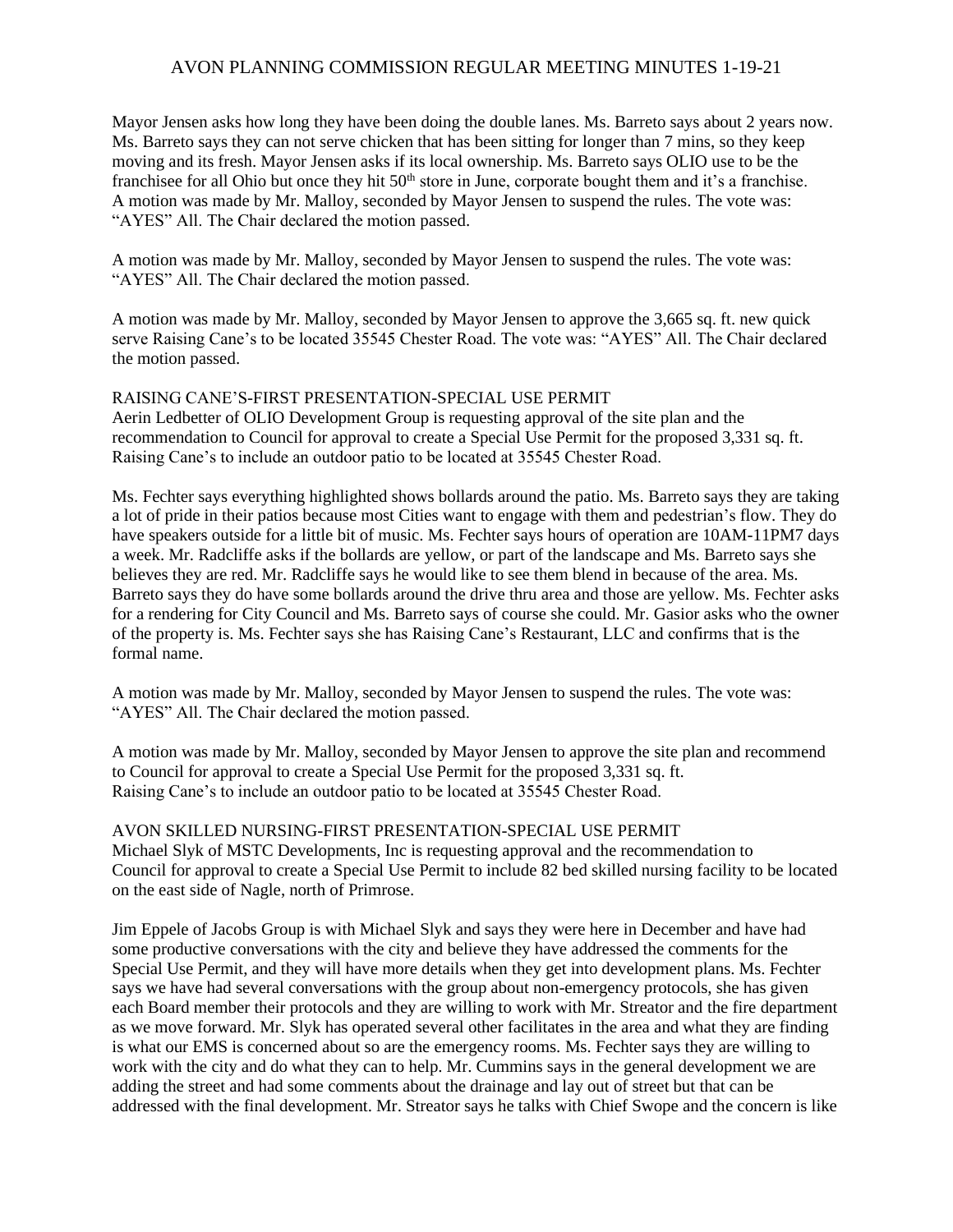Mayor Jensen asks how long they have been doing the double lanes. Ms. Barreto says about 2 years now. Ms. Barreto says they can not serve chicken that has been sitting for longer than 7 mins, so they keep moving and its fresh. Mayor Jensen asks if its local ownership. Ms. Barreto says OLIO use to be the franchisee for all Ohio but once they hit 50th store in June, corporate bought them and it's a franchise. A motion was made by Mr. Malloy, seconded by Mayor Jensen to suspend the rules. The vote was: "AYES" All. The Chair declared the motion passed.

A motion was made by Mr. Malloy, seconded by Mayor Jensen to suspend the rules. The vote was: "AYES" All. The Chair declared the motion passed.

A motion was made by Mr. Malloy, seconded by Mayor Jensen to approve the 3,665 sq. ft. new quick serve Raising Cane's to be located 35545 Chester Road. The vote was: "AYES" All. The Chair declared the motion passed.

RAISING CANE'S-FIRST PRESENTATION-SPECIAL USE PERMIT
Aerin Ledbetter of OLIO Development Group is requesting approval of the site plan and the recommendation to Council for approval to create a Special Use Permit for the proposed 3,331 sq. ft. Raising Cane's to include an outdoor patio to be located at 35545 Chester Road.

Ms. Fechter says everything highlighted shows bollards around the patio. Ms. Barreto says they are taking a lot of pride in their patios because most Cities want to engage with them and pedestrian's flow. They do have speakers outside for a little bit of music. Ms. Fechter says hours of operation are 10AM-11PM7 days a week. Mr. Radcliffe asks if the bollards are yellow, or part of the landscape and Ms. Barreto says she believes they are red. Mr. Radcliffe says he would like to see them blend in because of the area. Ms. Barreto says they do have some bollards around the drive thru area and those are yellow. Ms. Fechter asks for a rendering for City Council and Ms. Barreto says of course she could. Mr. Gasior asks who the owner of the property is. Ms. Fechter says she has Raising Cane's Restaurant, LLC and confirms that is the formal name.

A motion was made by Mr. Malloy, seconded by Mayor Jensen to suspend the rules. The vote was: "AYES" All. The Chair declared the motion passed.

A motion was made by Mr. Malloy, seconded by Mayor Jensen to approve the site plan and recommend to Council for approval to create a Special Use Permit for the proposed 3,331 sq. ft. Raising Cane's to include an outdoor patio to be located at 35545 Chester Road.

AVON SKILLED NURSING-FIRST PRESENTATION-SPECIAL USE PERMIT
Michael Slyk of MSTC Developments, Inc is requesting approval and the recommendation to Council for approval to create a Special Use Permit to include 82 bed skilled nursing facility to be located on the east side of Nagle, north of Primrose.

Jim Eppele of Jacobs Group is with Michael Slyk and says they were here in December and have had some productive conversations with the city and believe they have addressed the comments for the Special Use Permit, and they will have more details when they get into development plans. Ms. Fechter says we have had several conversations with the group about non-emergency protocols, she has given each Board member their protocols and they are willing to work with Mr. Streator and the fire department as we move forward. Mr. Slyk has operated several other facilitates in the area and what they are finding is what our EMS is concerned about so are the emergency rooms. Ms. Fechter says they are willing to work with the city and do what they can to help. Mr. Cummins says in the general development we are adding the street and had some comments about the drainage and lay out of street but that can be addressed with the final development. Mr. Streator says he talks with Chief Swope and the concern is like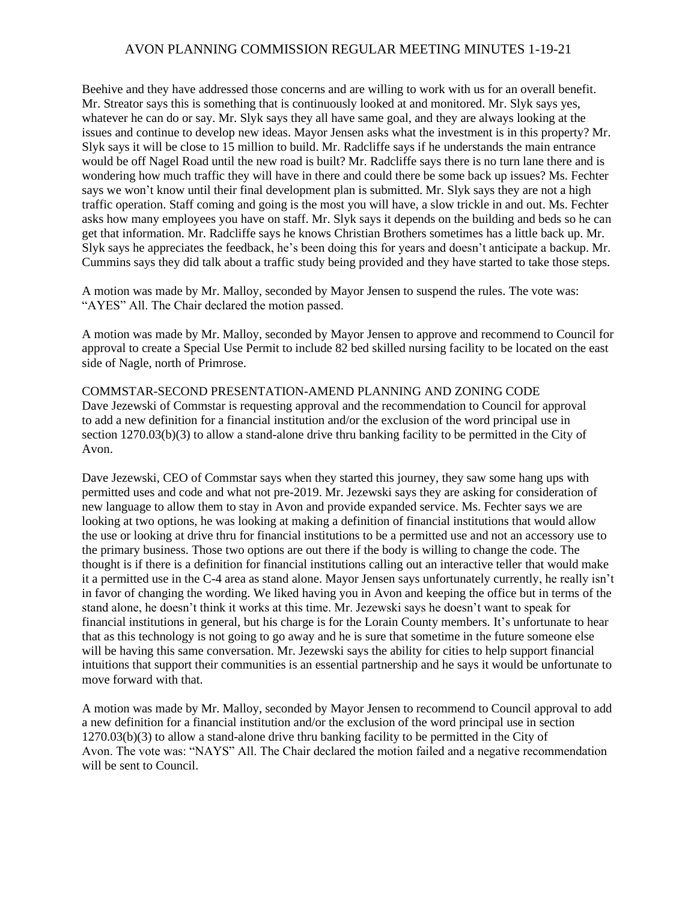Beehive and they have addressed those concerns and are willing to work with us for an overall benefit. Mr. Streator says this is something that is continuously looked at and monitored. Mr. Slyk says yes, whatever he can do or say. Mr. Slyk says they all have same goal, and they are always looking at the issues and continue to develop new ideas. Mayor Jensen asks what the investment is in this property? Mr. Slyk says it will be close to 15 million to build. Mr. Radcliffe says if he understands the main entrance would be off Nagel Road until the new road is built? Mr. Radcliffe says there is no turn lane there and is wondering how much traffic they will have in there and could there be some back up issues? Ms. Fechter says we won't know until their final development plan is submitted. Mr. Slyk says they are not a high traffic operation. Staff coming and going is the most you will have, a slow trickle in and out. Ms. Fechter asks how many employees you have on staff. Mr. Slyk says it depends on the building and beds so he can get that information. Mr. Radcliffe says he knows Christian Brothers sometimes has a little back up. Mr. Slyk says he appreciates the feedback, he's been doing this for years and doesn't anticipate a backup. Mr. Cummins says they did talk about a traffic study being provided and they have started to take those steps.

A motion was made by Mr. Malloy, seconded by Mayor Jensen to suspend the rules. The vote was: "AYES" All. The Chair declared the motion passed.

A motion was made by Mr. Malloy, seconded by Mayor Jensen to approve and recommend to Council for approval to create a Special Use Permit to include 82 bed skilled nursing facility to be located on the east side of Nagle, north of Primrose.

COMMSTAR-SECOND PRESENTATION-AMEND PLANNING AND ZONING CODE
Dave Jezewski of Commstar is requesting approval and the recommendation to Council for approval to add a new definition for a financial institution and/or the exclusion of the word principal use in section 1270.03(b)(3) to allow a stand-alone drive thru banking facility to be permitted in the City of Avon.

Dave Jezewski, CEO of Commstar says when they started this journey, they saw some hang ups with permitted uses and code and what not pre-2019. Mr. Jezewski says they are asking for consideration of new language to allow them to stay in Avon and provide expanded service. Ms. Fechter says we are looking at two options, he was looking at making a definition of financial institutions that would allow the use or looking at drive thru for financial institutions to be a permitted use and not an accessory use to the primary business. Those two options are out there if the body is willing to change the code. The thought is if there is a definition for financial institutions calling out an interactive teller that would make it a permitted use in the C-4 area as stand alone. Mayor Jensen says unfortunately currently, he really isn't in favor of changing the wording. We liked having you in Avon and keeping the office but in terms of the stand alone, he doesn't think it works at this time. Mr. Jezewski says he doesn't want to speak for financial institutions in general, but his charge is for the Lorain County members. It's unfortunate to hear that as this technology is not going to go away and he is sure that sometime in the future someone else will be having this same conversation. Mr. Jezewski says the ability for cities to help support financial intuitions that support their communities is an essential partnership and he says it would be unfortunate to move forward with that.

A motion was made by Mr. Malloy, seconded by Mayor Jensen to recommend to Council approval to add a new definition for a financial institution and/or the exclusion of the word principal use in section 1270.03(b)(3) to allow a stand-alone drive thru banking facility to be permitted in the City of Avon. The vote was: "NAYS" All. The Chair declared the motion failed and a negative recommendation will be sent to Council.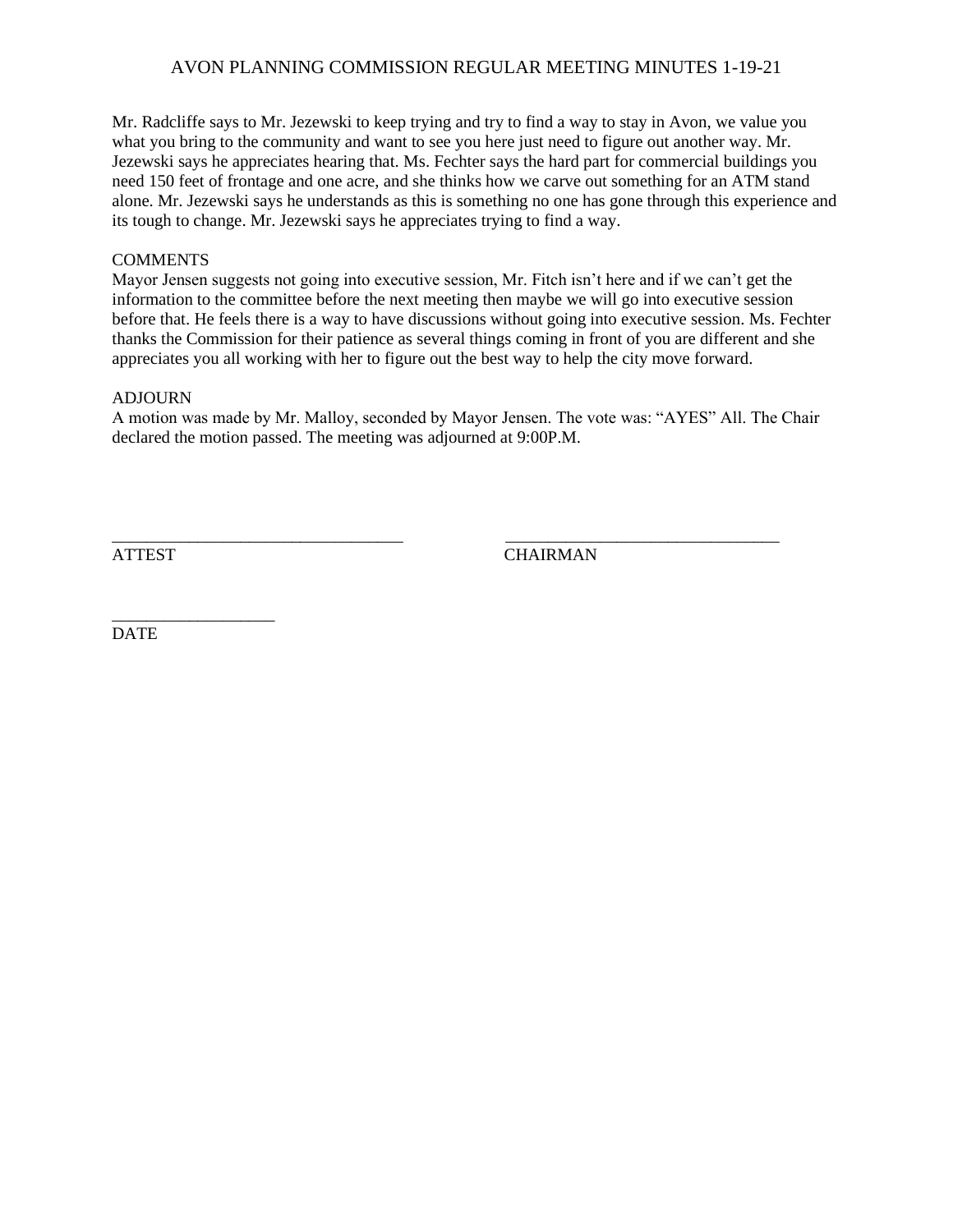Mr. Radcliffe says to Mr. Jezewski to keep trying and try to find a way to stay in Avon, we value you what you bring to the community and want to see you here just need to figure out another way. Mr. Jezewski says he appreciates hearing that. Ms. Fechter says the hard part for commercial buildings you need 150 feet of frontage and one acre, and she thinks how we carve out something for an ATM stand alone. Mr. Jezewski says he understands as this is something no one has gone through this experience and its tough to change. Mr. Jezewski says he appreciates trying to find a way.

COMMENTS

Mayor Jensen suggests not going into executive session, Mr. Fitch isn't here and if we can't get the information to the committee before the next meeting then maybe we will go into executive session before that. He feels there is a way to have discussions without going into executive session. Ms. Fechter thanks the Commission for their patience as several things coming in front of you are different and she appreciates you all working with her to figure out the best way to help the city move forward.

ADJOURN

A motion was made by Mr. Malloy, seconded by Mayor Jensen. The vote was: "AYES" All. The Chair declared the motion passed. The meeting was adjourned at 9:00P.M.

___________________________________ ATTEST

___________________________________ CHAIRMAN

___________________ DATE